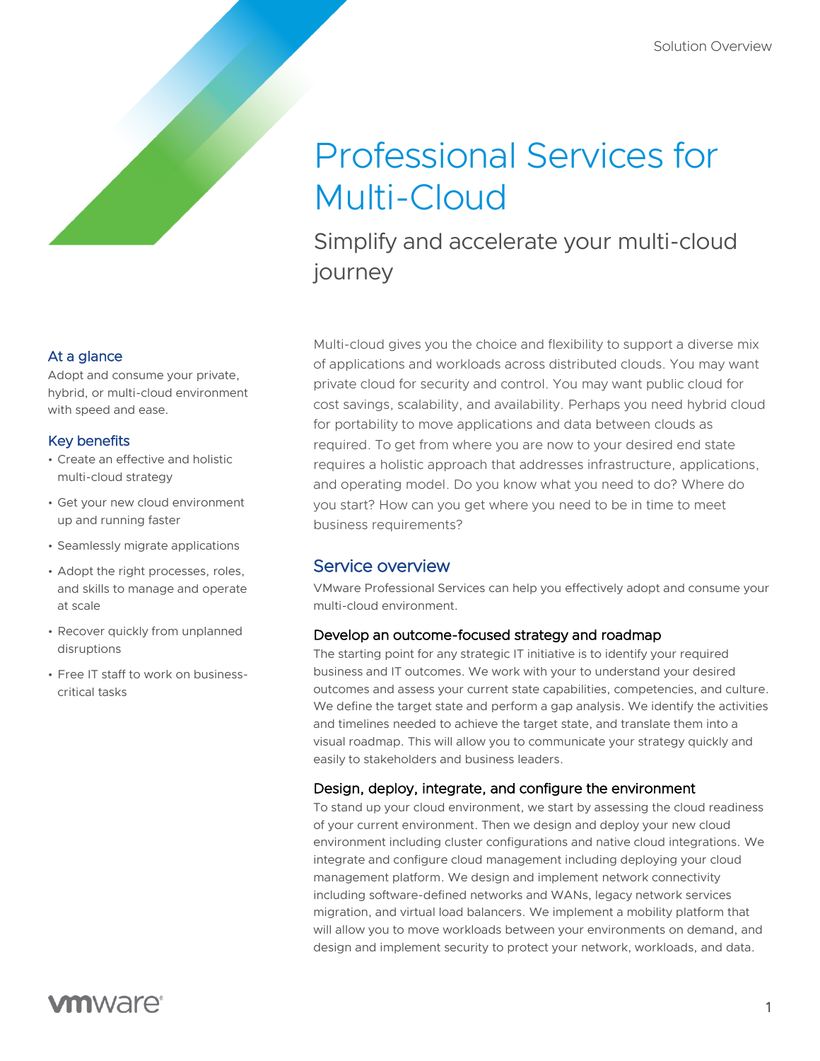Solution Overview

# Professional Services for Multi-Cloud

## Simplify and accelerate your multi-cloud journey

### At a glance

Adopt and consume your private, hybrid, or multi-cloud environment with speed and ease.

### Key benefits

- Create an effective and holistic multi-cloud strategy
- Get your new cloud environment up and running faster
- Seamlessly migrate applications
- Adopt the right processes, roles, and skills to manage and operate at scale
- Recover quickly from unplanned disruptions
- Free IT staff to work on business-critical tasks

Multi-cloud gives you the choice and flexibility to support a diverse mix of applications and workloads across distributed clouds. You may want private cloud for security and control. You may want public cloud for cost savings, scalability, and availability. Perhaps you need hybrid cloud for portability to move applications and data between clouds as required. To get from where you are now to your desired end state requires a holistic approach that addresses infrastructure, applications, and operating model. Do you know what you need to do? Where do you start? How can you get where you need to be in time to meet business requirements?

## Service overview

VMware Professional Services can help you effectively adopt and consume your multi-cloud environment.

### Develop an outcome-focused strategy and roadmap

The starting point for any strategic IT initiative is to identify your required business and IT outcomes. We work with your to understand your desired outcomes and assess your current state capabilities, competencies, and culture. We define the target state and perform a gap analysis. We identify the activities and timelines needed to achieve the target state, and translate them into a visual roadmap. This will allow you to communicate your strategy quickly and easily to stakeholders and business leaders.

### Design, deploy, integrate, and configure the environment

To stand up your cloud environment, we start by assessing the cloud readiness of your current environment. Then we design and deploy your new cloud environment including cluster configurations and native cloud integrations. We integrate and configure cloud management including deploying your cloud management platform. We design and implement network connectivity including software-defined networks and WANs, legacy network services migration, and virtual load balancers. We implement a mobility platform that will allow you to move workloads between your environments on demand, and design and implement security to protect your network, workloads, and data.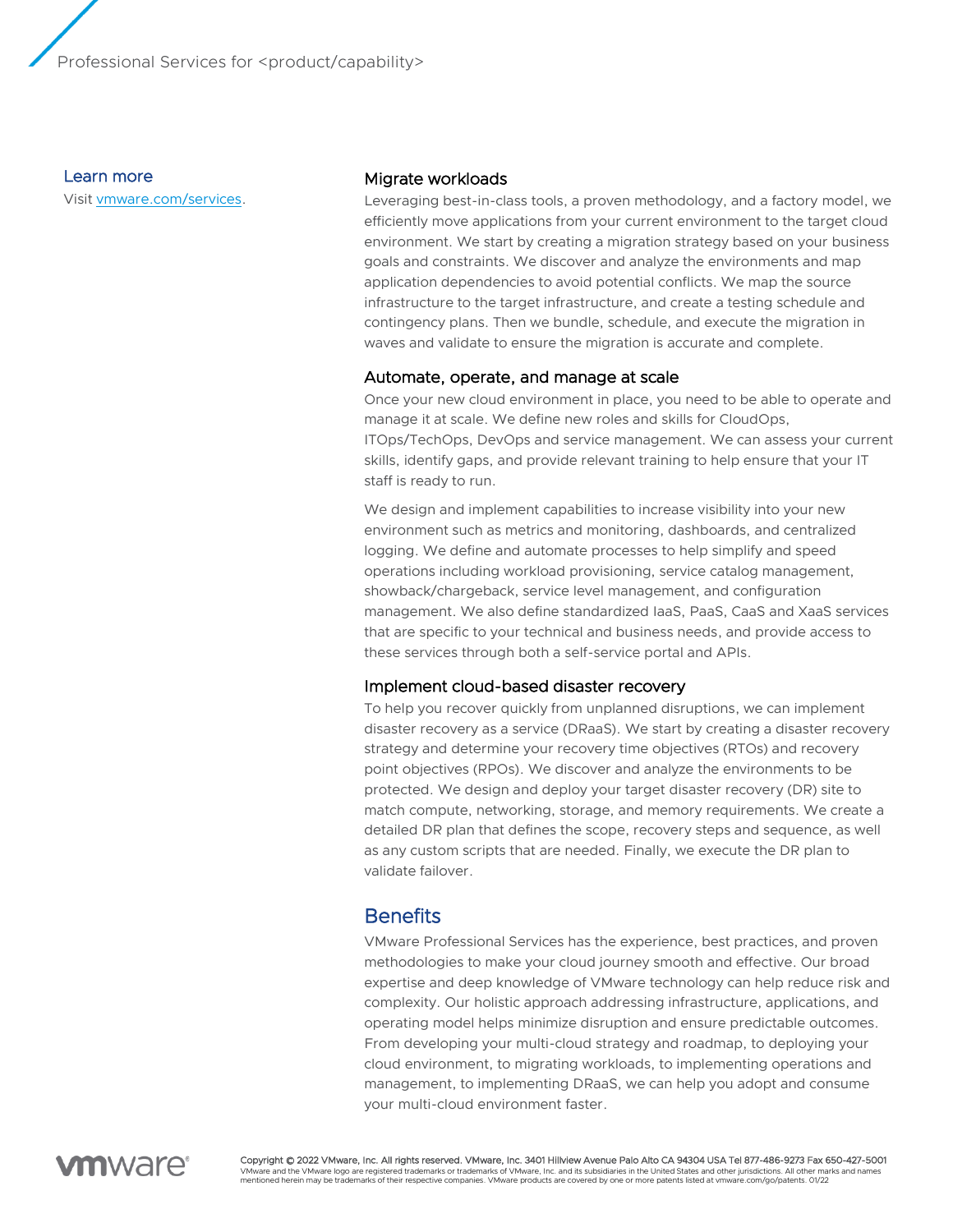### Learn more

Visit vmware.com/services.

### Migrate workloads

Leveraging best-in-class tools, a proven methodology, and a factory model, we efficiently move applications from your current environment to the target cloud environment. We start by creating a migration strategy based on your business goals and constraints. We discover and analyze the environments and map application dependencies to avoid potential conflicts. We map the source infrastructure to the target infrastructure, and create a testing schedule and contingency plans. Then we bundle, schedule, and execute the migration in waves and validate to ensure the migration is accurate and complete.

### Automate, operate, and manage at scale

Once your new cloud environment in place, you need to be able to operate and manage it at scale. We define new roles and skills for CloudOps, ITOps/TechOps, DevOps and service management. We can assess your current skills, identify gaps, and provide relevant training to help ensure that your IT staff is ready to run.

We design and implement capabilities to increase visibility into your new environment such as metrics and monitoring, dashboards, and centralized logging. We define and automate processes to help simplify and speed operations including workload provisioning, service catalog management, showback/chargeback, service level management, and configuration management. We also define standardized IaaS, PaaS, CaaS and XaaS services that are specific to your technical and business needs, and provide access to these services through both a self-service portal and APIs.

### Implement cloud-based disaster recovery

To help you recover quickly from unplanned disruptions, we can implement disaster recovery as a service (DRaaS). We start by creating a disaster recovery strategy and determine your recovery time objectives (RTOs) and recovery point objectives (RPOs). We discover and analyze the environments to be protected. We design and deploy your target disaster recovery (DR) site to match compute, networking, storage, and memory requirements. We create a detailed DR plan that defines the scope, recovery steps and sequence, as well as any custom scripts that are needed. Finally, we execute the DR plan to validate failover.

## Benefits

VMware Professional Services has the experience, best practices, and proven methodologies to make your cloud journey smooth and effective. Our broad expertise and deep knowledge of VMware technology can help reduce risk and complexity. Our holistic approach addressing infrastructure, applications, and operating model helps minimize disruption and ensure predictable outcomes. From developing your multi-cloud strategy and roadmap, to deploying your cloud environment, to migrating workloads, to implementing operations and management, to implementing DRaaS, we can help you adopt and consume your multi-cloud environment faster.

Copyright © 2022 VMware, Inc. All rights reserved. VMware, Inc. 3401 Hillview Avenue Palo Alto CA 94304 USA Tel 877-486-9273 Fax 650-427-5001 VMware and the VMware logo are registered trademarks or trademarks of VMware, Inc. and its subsidiaries in the United States and other jurisdictions. All other marks and names mentioned herein may be trademarks of their respective companies. VMware products are covered by one or more patents listed at vmware.com/go/patents. 01/22